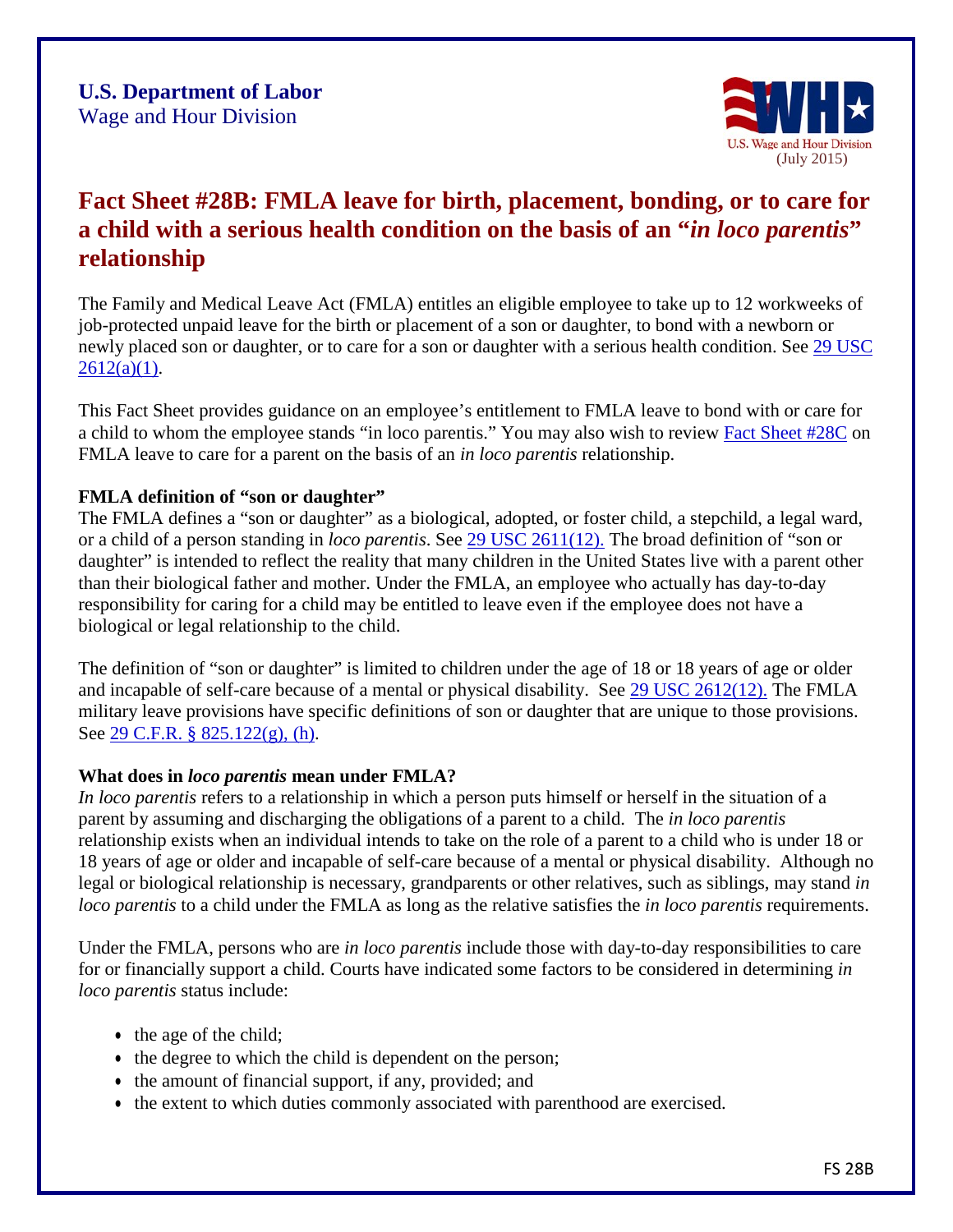**U.S. Department of Labor**
Wage and Hour Division

U.S. Wage and Hour Division
(July 2015)

# Fact Sheet #28B: FMLA leave for birth, placement, bonding, or to care for a child with a serious health condition on the basis of an "*in loco parentis*" relationship

The Family and Medical Leave Act (FMLA) entitles an eligible employee to take up to 12 workweeks of job-protected unpaid leave for the birth or placement of a son or daughter, to bond with a newborn or newly placed son or daughter, or to care for a son or daughter with a serious health condition. See 29 USC 2612(a)(1).

This Fact Sheet provides guidance on an employee's entitlement to FMLA leave to bond with or care for a child to whom the employee stands "in loco parentis." You may also wish to review Fact Sheet #28C on FMLA leave to care for a parent on the basis of an *in loco parentis* relationship.

**FMLA definition of "son or daughter"**

The FMLA defines a "son or daughter" as a biological, adopted, or foster child, a stepchild, a legal ward, or a child of a person standing in *loco parentis*. See 29 USC 2611(12). The broad definition of "son or daughter" is intended to reflect the reality that many children in the United States live with a parent other than their biological father and mother. Under the FMLA, an employee who actually has day-to-day responsibility for caring for a child may be entitled to leave even if the employee does not have a biological or legal relationship to the child.

The definition of "son or daughter" is limited to children under the age of 18 or 18 years of age or older and incapable of self-care because of a mental or physical disability. See 29 USC 2612(12). The FMLA military leave provisions have specific definitions of son or daughter that are unique to those provisions. See 29 C.F.R. § 825.122(g), (h).

**What does in *loco parentis* mean under FMLA?**

*In loco parentis* refers to a relationship in which a person puts himself or herself in the situation of a parent by assuming and discharging the obligations of a parent to a child. The *in loco parentis* relationship exists when an individual intends to take on the role of a parent to a child who is under 18 or 18 years of age or older and incapable of self-care because of a mental or physical disability. Although no legal or biological relationship is necessary, grandparents or other relatives, such as siblings, may stand *in loco parentis* to a child under the FMLA as long as the relative satisfies the *in loco parentis* requirements.

Under the FMLA, persons who are *in loco parentis* include those with day-to-day responsibilities to care for or financially support a child. Courts have indicated some factors to be considered in determining *in loco parentis* status include:

- the age of the child;
- the degree to which the child is dependent on the person;
- the amount of financial support, if any, provided; and
- the extent to which duties commonly associated with parenthood are exercised.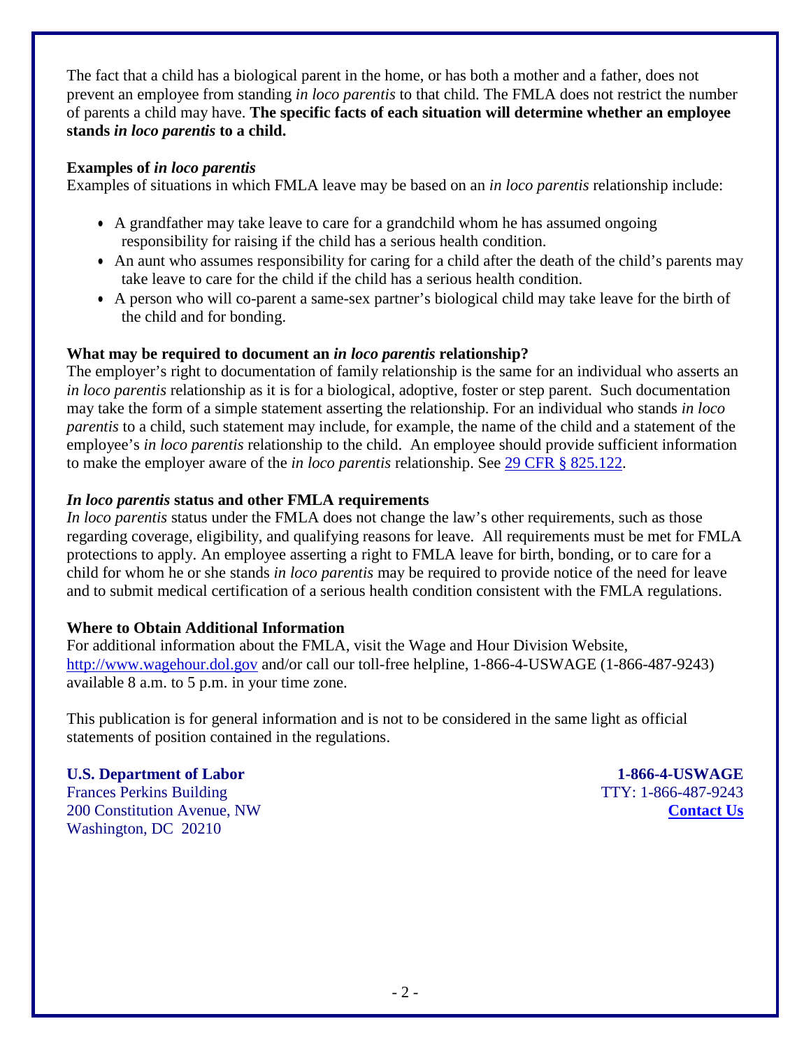The fact that a child has a biological parent in the home, or has both a mother and a father, does not prevent an employee from standing *in loco parentis* to that child. The FMLA does not restrict the number of parents a child may have. **The specific facts of each situation will determine whether an employee stands *in loco parentis* to a child.**

### Examples of *in loco parentis*

Examples of situations in which FMLA leave may be based on an *in loco parentis* relationship include:

- A grandfather may take leave to care for a grandchild whom he has assumed ongoing responsibility for raising if the child has a serious health condition.
- An aunt who assumes responsibility for caring for a child after the death of the child's parents may take leave to care for the child if the child has a serious health condition.
- A person who will co-parent a same-sex partner's biological child may take leave for the birth of the child and for bonding.

### What may be required to document an *in loco parentis* relationship?

The employer's right to documentation of family relationship is the same for an individual who asserts an *in loco parentis* relationship as it is for a biological, adoptive, foster or step parent. Such documentation may take the form of a simple statement asserting the relationship. For an individual who stands *in loco parentis* to a child, such statement may include, for example, the name of the child and a statement of the employee's *in loco parentis* relationship to the child. An employee should provide sufficient information to make the employer aware of the *in loco parentis* relationship. See [29 CFR § 825.122](https://www.ecfr.gov/current/title-29/section-825.122).

### *In loco parentis* status and other FMLA requirements

*In loco parentis* status under the FMLA does not change the law's other requirements, such as those regarding coverage, eligibility, and qualifying reasons for leave. All requirements must be met for FMLA protections to apply. An employee asserting a right to FMLA leave for birth, bonding, or to care for a child for whom he or she stands *in loco parentis* may be required to provide notice of the need for leave and to submit medical certification of a serious health condition consistent with the FMLA regulations.

### Where to Obtain Additional Information

For additional information about the FMLA, visit the Wage and Hour Division Website, [http://www.wagehour.dol.gov](http://www.wagehour.dol.gov) and/or call our toll-free helpline, 1-866-4-USWAGE (1-866-487-9243) available 8 a.m. to 5 p.m. in your time zone.

This publication is for general information and is not to be considered in the same light as official statements of position contained in the regulations.

**U.S. Department of Labor**
Frances Perkins Building
200 Constitution Avenue, NW
Washington, DC 20210

**1-866-4-USWAGE**
TTY: 1-866-487-9243
**Contact Us**